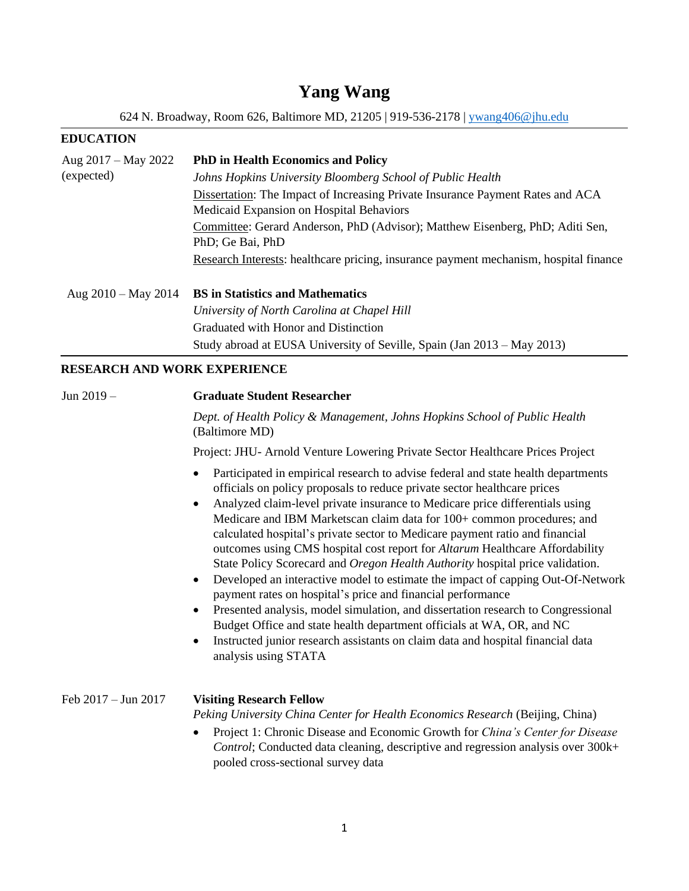# Yang Wang

624 N. Broadway, Room 626, Baltimore MD, 21205 | 919-536-2178 | ywang406@jhu.edu

## EDUCATION

**Aug 2017 – May 2022 (expected)**

**PhD in Health Economics and Policy**
*Johns Hopkins University Bloomberg School of Public Health*
Dissertation: The Impact of Increasing Private Insurance Payment Rates and ACA Medicaid Expansion on Hospital Behaviors
Committee: Gerard Anderson, PhD (Advisor); Matthew Eisenberg, PhD; Aditi Sen, PhD; Ge Bai, PhD
Research Interests: healthcare pricing, insurance payment mechanism, hospital finance

**Aug 2010 – May 2014**

**BS in Statistics and Mathematics**
*University of North Carolina at Chapel Hill*
Graduated with Honor and Distinction
Study abroad at EUSA University of Seville, Spain (Jan 2013 – May 2013)

## RESEARCH AND WORK EXPERIENCE

**Jun 2019 –**

**Graduate Student Researcher**

*Dept. of Health Policy & Management, Johns Hopkins School of Public Health* (Baltimore MD)

Project: JHU- Arnold Venture Lowering Private Sector Healthcare Prices Project

- Participated in empirical research to advise federal and state health departments officials on policy proposals to reduce private sector healthcare prices
- Analyzed claim-level private insurance to Medicare price differentials using Medicare and IBM Marketscan claim data for 100+ common procedures; and calculated hospital's private sector to Medicare payment ratio and financial outcomes using CMS hospital cost report for *Altarum* Healthcare Affordability State Policy Scorecard and *Oregon Health Authority* hospital price validation.
- Developed an interactive model to estimate the impact of capping Out-Of-Network payment rates on hospital's price and financial performance
- Presented analysis, model simulation, and dissertation research to Congressional Budget Office and state health department officials at WA, OR, and NC
- Instructed junior research assistants on claim data and hospital financial data analysis using STATA

**Feb 2017 – Jun 2017**

**Visiting Research Fellow**
*Peking University China Center for Health Economics Research* (Beijing, China)

- Project 1: Chronic Disease and Economic Growth for *China's Center for Disease Control*; Conducted data cleaning, descriptive and regression analysis over 300k+ pooled cross-sectional survey data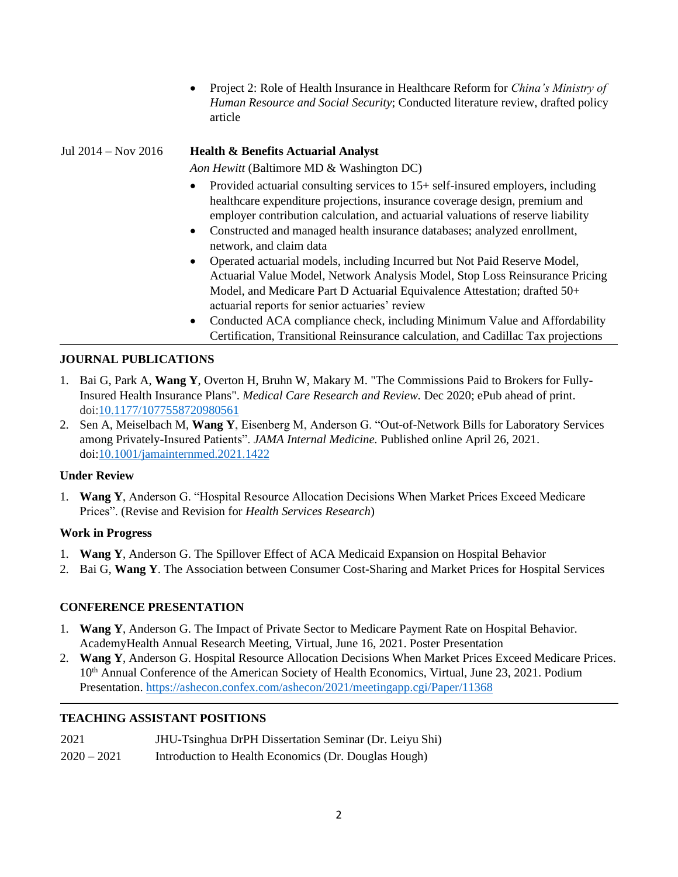- Project 2: Role of Health Insurance in Healthcare Reform for *China's Ministry of Human Resource and Social Security*; Conducted literature review, drafted policy article

Jul 2014 – Nov 2016 **Health & Benefits Actuarial Analyst**

*Aon Hewitt* (Baltimore MD & Washington DC)

- Provided actuarial consulting services to 15+ self-insured employers, including healthcare expenditure projections, insurance coverage design, premium and employer contribution calculation, and actuarial valuations of reserve liability
- Constructed and managed health insurance databases; analyzed enrollment, network, and claim data
- Operated actuarial models, including Incurred but Not Paid Reserve Model, Actuarial Value Model, Network Analysis Model, Stop Loss Reinsurance Pricing Model, and Medicare Part D Actuarial Equivalence Attestation; drafted 50+ actuarial reports for senior actuaries' review
- Conducted ACA compliance check, including Minimum Value and Affordability Certification, Transitional Reinsurance calculation, and Cadillac Tax projections

## JOURNAL PUBLICATIONS

1. Bai G, Park A, **Wang Y**, Overton H, Bruhn W, Makary M. "The Commissions Paid to Brokers for Fully-Insured Health Insurance Plans". *Medical Care Research and Review.* Dec 2020; ePub ahead of print. doi:10.1177/1077558720980561
2. Sen A, Meiselbach M, **Wang Y**, Eisenberg M, Anderson G. "Out-of-Network Bills for Laboratory Services among Privately-Insured Patients". *JAMA Internal Medicine.* Published online April 26, 2021. doi:10.1001/jamainternmed.2021.1422

### Under Review

1. **Wang Y**, Anderson G. "Hospital Resource Allocation Decisions When Market Prices Exceed Medicare Prices". (Revise and Revision for *Health Services Research*)

### Work in Progress

1. **Wang Y**, Anderson G. The Spillover Effect of ACA Medicaid Expansion on Hospital Behavior
2. Bai G, **Wang Y**. The Association between Consumer Cost-Sharing and Market Prices for Hospital Services

## CONFERENCE PRESENTATION

1. **Wang Y**, Anderson G. The Impact of Private Sector to Medicare Payment Rate on Hospital Behavior. AcademyHealth Annual Research Meeting, Virtual, June 16, 2021. Poster Presentation
2. **Wang Y**, Anderson G. Hospital Resource Allocation Decisions When Market Prices Exceed Medicare Prices. 10th Annual Conference of the American Society of Health Economics, Virtual, June 23, 2021. Podium Presentation. https://ashecon.confex.com/ashecon/2021/meetingapp.cgi/Paper/11368

## TEACHING ASSISTANT POSITIONS

2021 JHU-Tsinghua DrPH Dissertation Seminar (Dr. Leiyu Shi)

2020 – 2021 Introduction to Health Economics (Dr. Douglas Hough)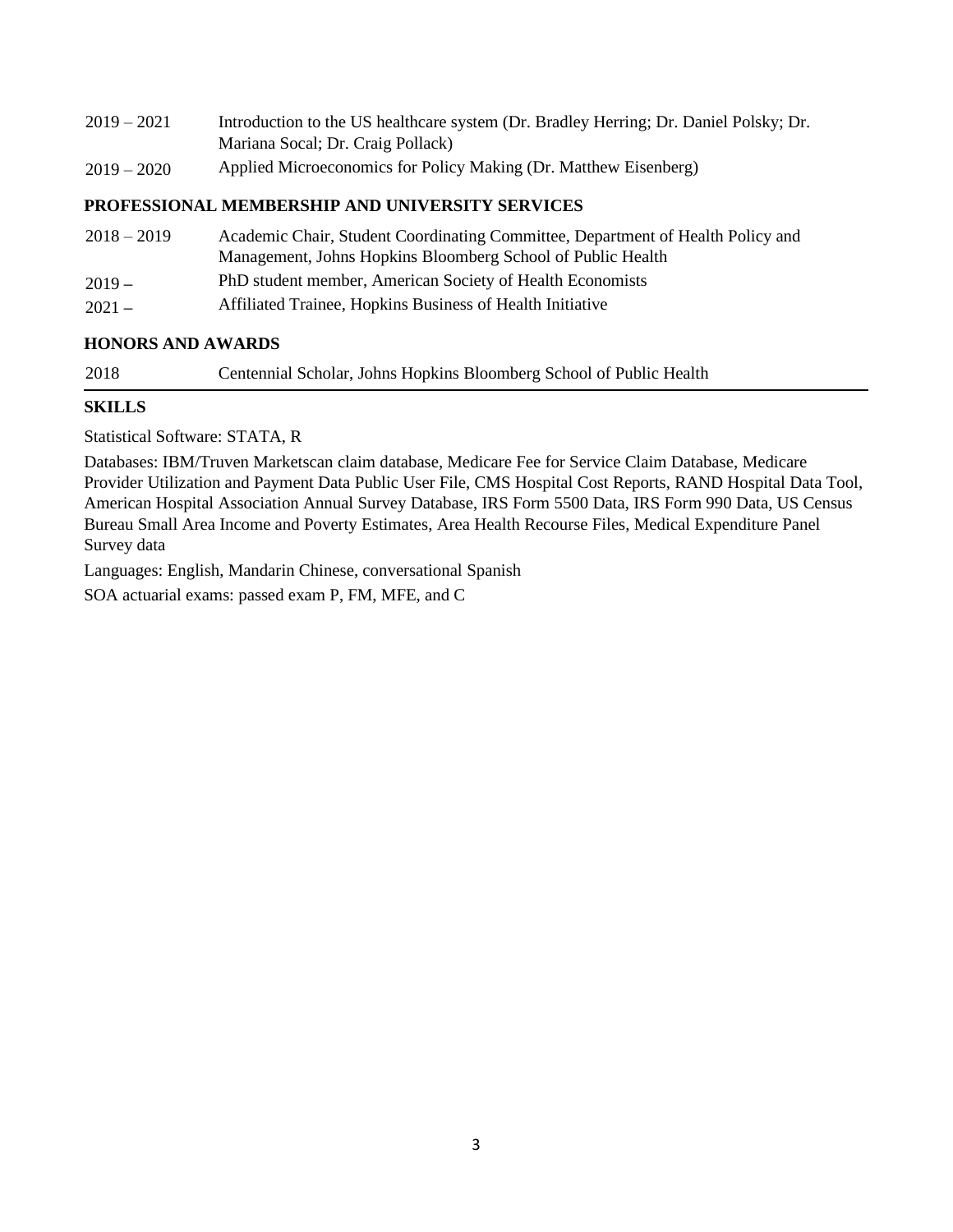2019 – 2021 Introduction to the US healthcare system (Dr. Bradley Herring; Dr. Daniel Polsky; Dr. Mariana Socal; Dr. Craig Pollack)

2019 – 2020 Applied Microeconomics for Policy Making (Dr. Matthew Eisenberg)

## PROFESSIONAL MEMBERSHIP AND UNIVERSITY SERVICES

2018 – 2019 Academic Chair, Student Coordinating Committee, Department of Health Policy and Management, Johns Hopkins Bloomberg School of Public Health

2019 – PhD student member, American Society of Health Economists

2021 – Affiliated Trainee, Hopkins Business of Health Initiative

## HONORS AND AWARDS

2018 Centennial Scholar, Johns Hopkins Bloomberg School of Public Health

## SKILLS

Statistical Software: STATA, R

Databases: IBM/Truven Marketscan claim database, Medicare Fee for Service Claim Database, Medicare Provider Utilization and Payment Data Public User File, CMS Hospital Cost Reports, RAND Hospital Data Tool, American Hospital Association Annual Survey Database, IRS Form 5500 Data, IRS Form 990 Data, US Census Bureau Small Area Income and Poverty Estimates, Area Health Recourse Files, Medical Expenditure Panel Survey data

Languages: English, Mandarin Chinese, conversational Spanish

SOA actuarial exams: passed exam P, FM, MFE, and C